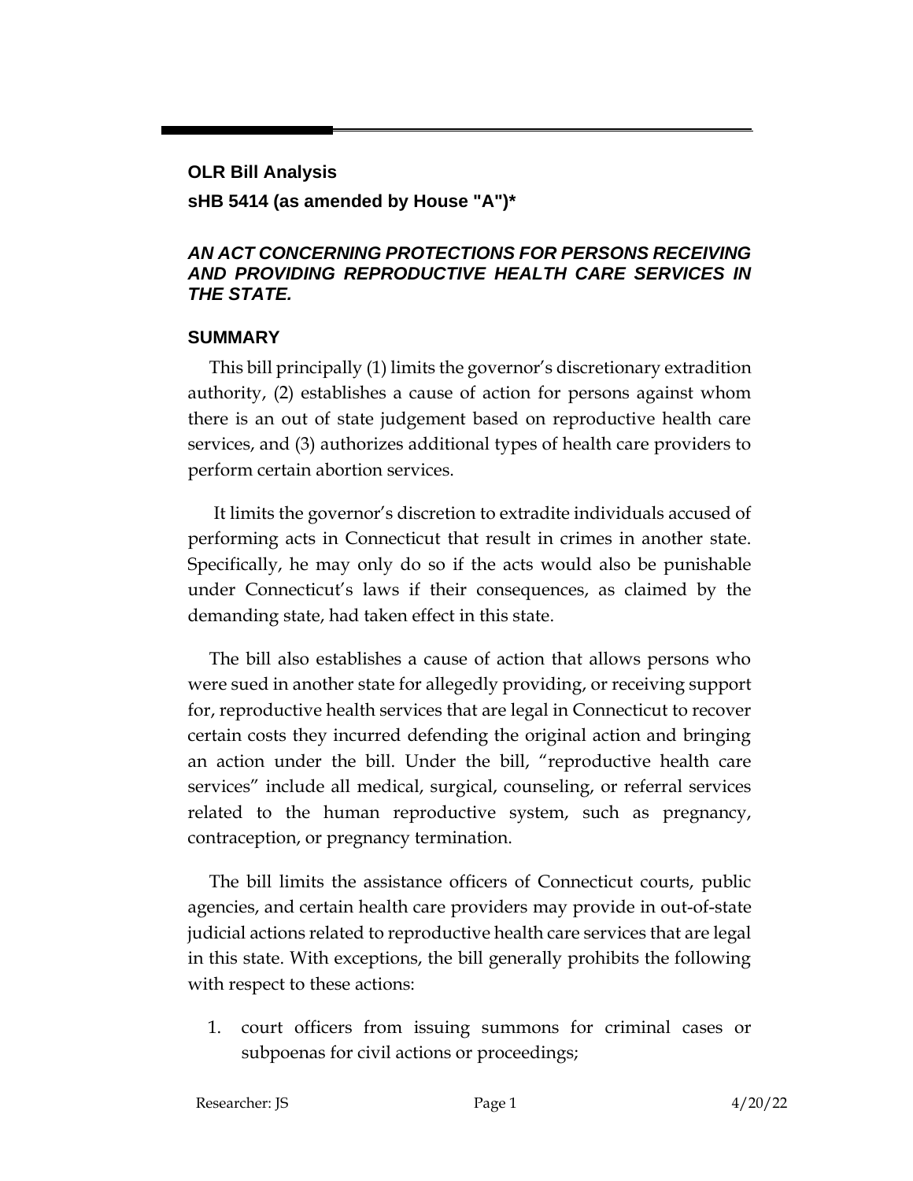**OLR Bill Analysis**

**sHB 5414 (as amended by House "A")***

***AN ACT CONCERNING PROTECTIONS FOR PERSONS RECEIVING AND PROVIDING REPRODUCTIVE HEALTH CARE SERVICES IN THE STATE.***

## SUMMARY

This bill principally (1) limits the governor's discretionary extradition authority, (2) establishes a cause of action for persons against whom there is an out of state judgement based on reproductive health care services, and (3) authorizes additional types of health care providers to perform certain abortion services.

It limits the governor's discretion to extradite individuals accused of performing acts in Connecticut that result in crimes in another state. Specifically, he may only do so if the acts would also be punishable under Connecticut's laws if their consequences, as claimed by the demanding state, had taken effect in this state.

The bill also establishes a cause of action that allows persons who were sued in another state for allegedly providing, or receiving support for, reproductive health services that are legal in Connecticut to recover certain costs they incurred defending the original action and bringing an action under the bill. Under the bill, "reproductive health care services" include all medical, surgical, counseling, or referral services related to the human reproductive system, such as pregnancy, contraception, or pregnancy termination.

The bill limits the assistance officers of Connecticut courts, public agencies, and certain health care providers may provide in out-of-state judicial actions related to reproductive health care services that are legal in this state. With exceptions, the bill generally prohibits the following with respect to these actions:

1. court officers from issuing summons for criminal cases or subpoenas for civil actions or proceedings;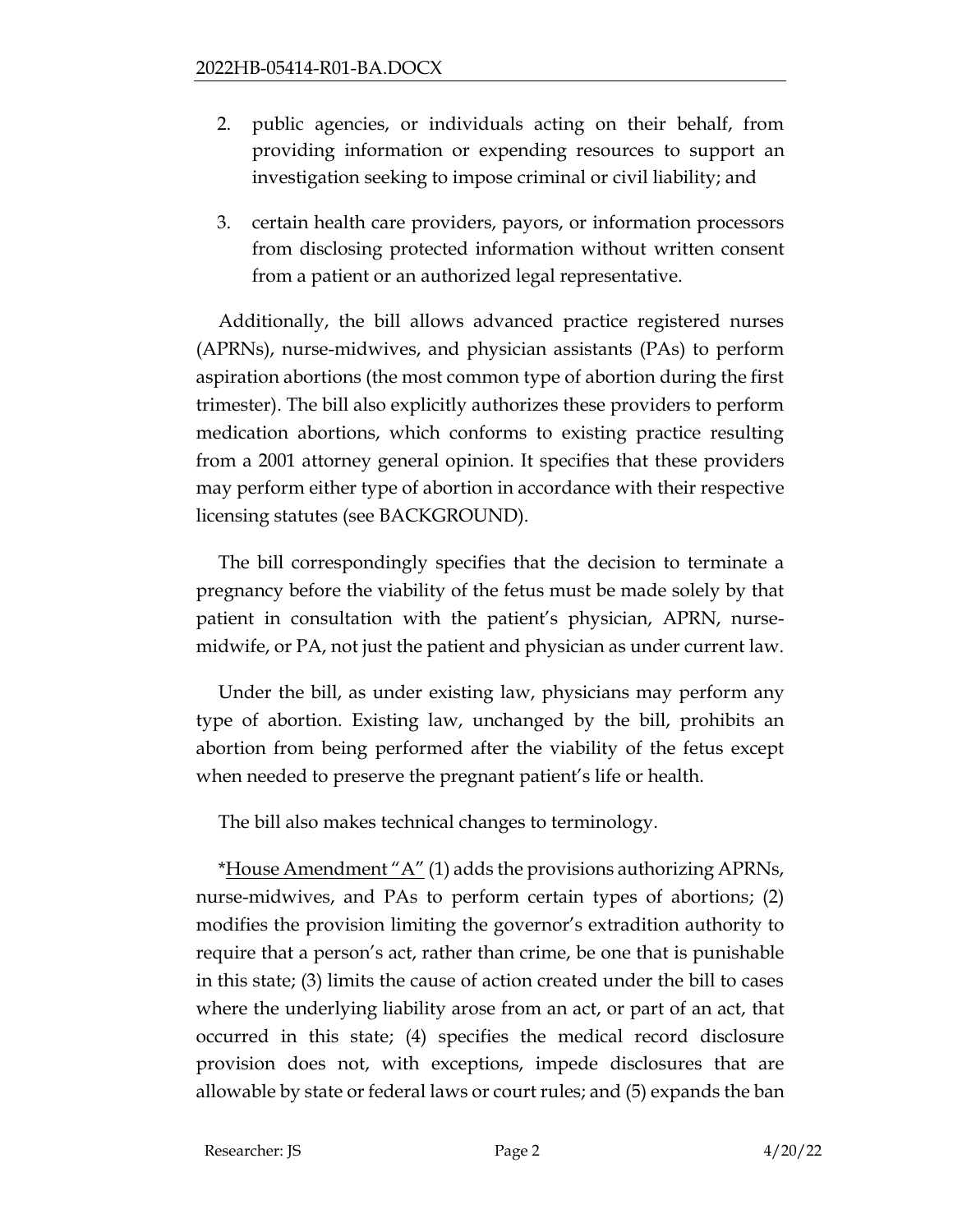2. public agencies, or individuals acting on their behalf, from providing information or expending resources to support an investigation seeking to impose criminal or civil liability; and

3. certain health care providers, payors, or information processors from disclosing protected information without written consent from a patient or an authorized legal representative.

Additionally, the bill allows advanced practice registered nurses (APRNs), nurse-midwives, and physician assistants (PAs) to perform aspiration abortions (the most common type of abortion during the first trimester). The bill also explicitly authorizes these providers to perform medication abortions, which conforms to existing practice resulting from a 2001 attorney general opinion. It specifies that these providers may perform either type of abortion in accordance with their respective licensing statutes (see BACKGROUND).

The bill correspondingly specifies that the decision to terminate a pregnancy before the viability of the fetus must be made solely by that patient in consultation with the patient's physician, APRN, nurse-midwife, or PA, not just the patient and physician as under current law.

Under the bill, as under existing law, physicians may perform any type of abortion. Existing law, unchanged by the bill, prohibits an abortion from being performed after the viability of the fetus except when needed to preserve the pregnant patient's life or health.

The bill also makes technical changes to terminology.

*<u>House Amendment "A"</u> (1) adds the provisions authorizing APRNs, nurse-midwives, and PAs to perform certain types of abortions; (2) modifies the provision limiting the governor's extradition authority to require that a person's act, rather than crime, be one that is punishable in this state; (3) limits the cause of action created under the bill to cases where the underlying liability arose from an act, or part of an act, that occurred in this state; (4) specifies the medical record disclosure provision does not, with exceptions, impede disclosures that are allowable by state or federal laws or court rules; and (5) expands the ban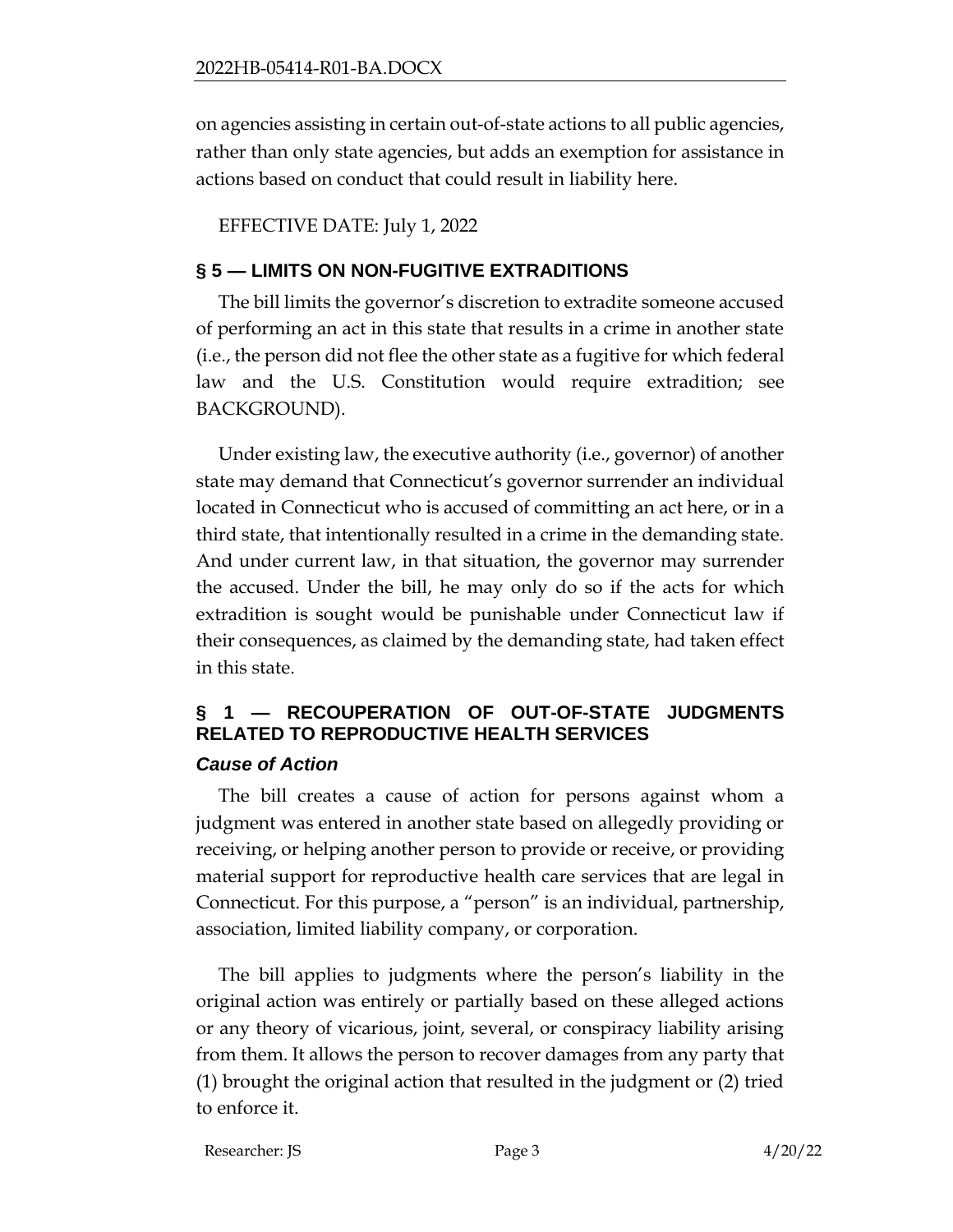on agencies assisting in certain out-of-state actions to all public agencies, rather than only state agencies, but adds an exemption for assistance in actions based on conduct that could result in liability here.

EFFECTIVE DATE: July 1, 2022

## § 5 — LIMITS ON NON-FUGITIVE EXTRADITIONS

The bill limits the governor's discretion to extradite someone accused of performing an act in this state that results in a crime in another state (i.e., the person did not flee the other state as a fugitive for which federal law and the U.S. Constitution would require extradition; see BACKGROUND).

Under existing law, the executive authority (i.e., governor) of another state may demand that Connecticut's governor surrender an individual located in Connecticut who is accused of committing an act here, or in a third state, that intentionally resulted in a crime in the demanding state. And under current law, in that situation, the governor may surrender the accused. Under the bill, he may only do so if the acts for which extradition is sought would be punishable under Connecticut law if their consequences, as claimed by the demanding state, had taken effect in this state.

## § 1 — RECOUPERATION OF OUT-OF-STATE JUDGMENTS RELATED TO REPRODUCTIVE HEALTH SERVICES

### *Cause of Action*

The bill creates a cause of action for persons against whom a judgment was entered in another state based on allegedly providing or receiving, or helping another person to provide or receive, or providing material support for reproductive health care services that are legal in Connecticut. For this purpose, a "person" is an individual, partnership, association, limited liability company, or corporation.

The bill applies to judgments where the person's liability in the original action was entirely or partially based on these alleged actions or any theory of vicarious, joint, several, or conspiracy liability arising from them. It allows the person to recover damages from any party that (1) brought the original action that resulted in the judgment or (2) tried to enforce it.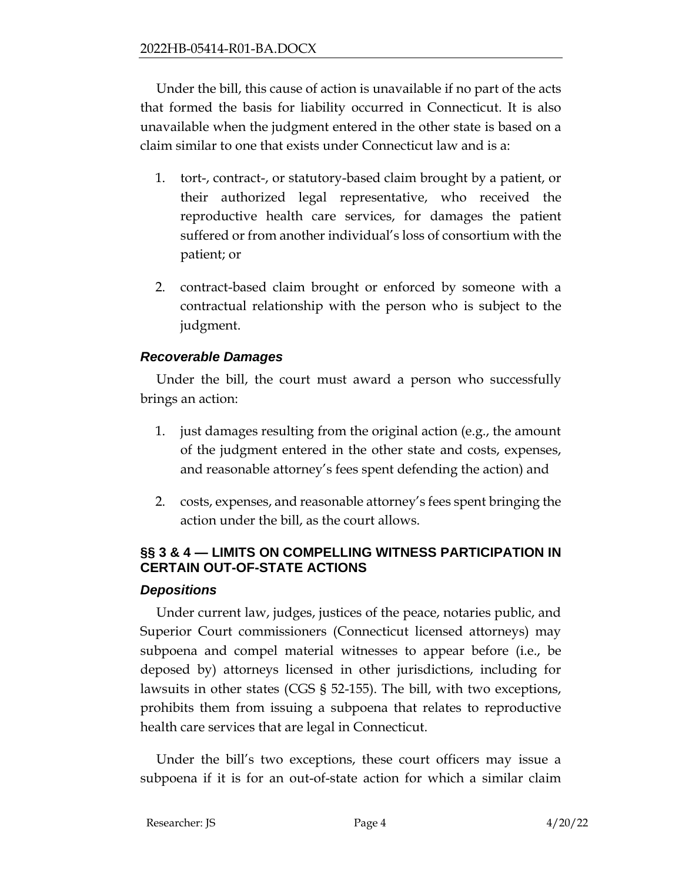Under the bill, this cause of action is unavailable if no part of the acts that formed the basis for liability occurred in Connecticut. It is also unavailable when the judgment entered in the other state is based on a claim similar to one that exists under Connecticut law and is a:

1. tort-, contract-, or statutory-based claim brought by a patient, or their authorized legal representative, who received the reproductive health care services, for damages the patient suffered or from another individual's loss of consortium with the patient; or

2. contract-based claim brought or enforced by someone with a contractual relationship with the person who is subject to the judgment.

### *Recoverable Damages*

Under the bill, the court must award a person who successfully brings an action:

1. just damages resulting from the original action (e.g., the amount of the judgment entered in the other state and costs, expenses, and reasonable attorney's fees spent defending the action) and

2. costs, expenses, and reasonable attorney's fees spent bringing the action under the bill, as the court allows.

## §§ 3 & 4 — LIMITS ON COMPELLING WITNESS PARTICIPATION IN CERTAIN OUT-OF-STATE ACTIONS

### *Depositions*

Under current law, judges, justices of the peace, notaries public, and Superior Court commissioners (Connecticut licensed attorneys) may subpoena and compel material witnesses to appear before (i.e., be deposed by) attorneys licensed in other jurisdictions, including for lawsuits in other states (CGS § 52-155). The bill, with two exceptions, prohibits them from issuing a subpoena that relates to reproductive health care services that are legal in Connecticut.

Under the bill's two exceptions, these court officers may issue a subpoena if it is for an out-of-state action for which a similar claim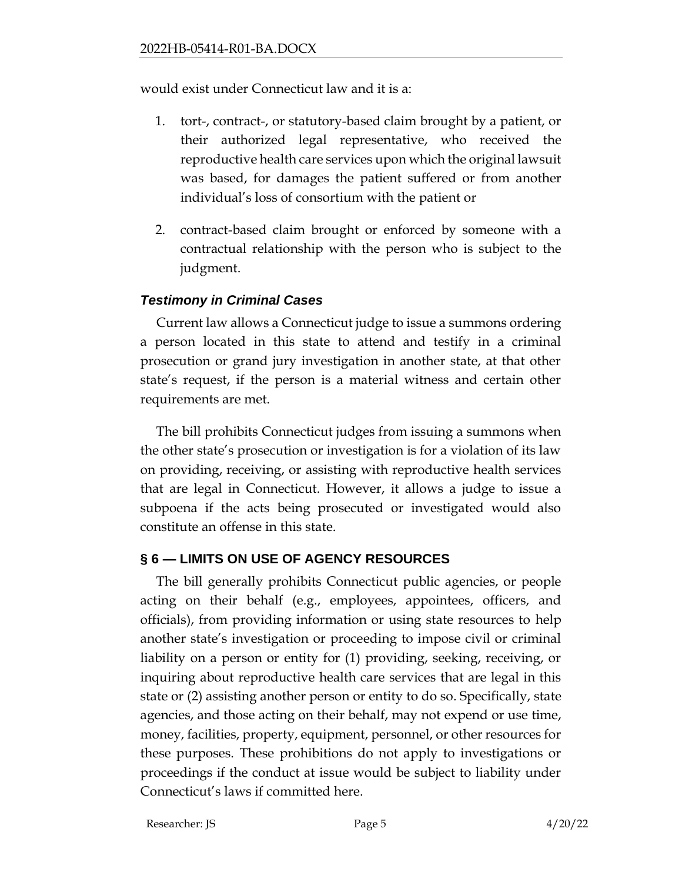would exist under Connecticut law and it is a:

1. tort-, contract-, or statutory-based claim brought by a patient, or their authorized legal representative, who received the reproductive health care services upon which the original lawsuit was based, for damages the patient suffered or from another individual's loss of consortium with the patient or

2. contract-based claim brought or enforced by someone with a contractual relationship with the person who is subject to the judgment.

### *Testimony in Criminal Cases*

Current law allows a Connecticut judge to issue a summons ordering a person located in this state to attend and testify in a criminal prosecution or grand jury investigation in another state, at that other state's request, if the person is a material witness and certain other requirements are met.

The bill prohibits Connecticut judges from issuing a summons when the other state's prosecution or investigation is for a violation of its law on providing, receiving, or assisting with reproductive health services that are legal in Connecticut. However, it allows a judge to issue a subpoena if the acts being prosecuted or investigated would also constitute an offense in this state.

## § 6 — LIMITS ON USE OF AGENCY RESOURCES

The bill generally prohibits Connecticut public agencies, or people acting on their behalf (e.g., employees, appointees, officers, and officials), from providing information or using state resources to help another state's investigation or proceeding to impose civil or criminal liability on a person or entity for (1) providing, seeking, receiving, or inquiring about reproductive health care services that are legal in this state or (2) assisting another person or entity to do so. Specifically, state agencies, and those acting on their behalf, may not expend or use time, money, facilities, property, equipment, personnel, or other resources for these purposes. These prohibitions do not apply to investigations or proceedings if the conduct at issue would be subject to liability under Connecticut's laws if committed here.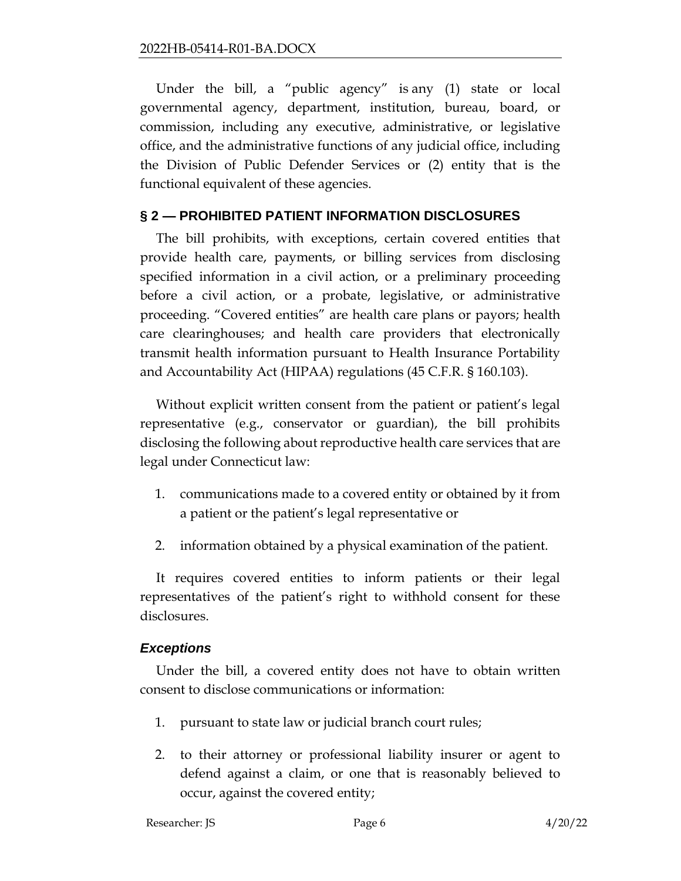Under the bill, a "public agency" is any (1) state or local governmental agency, department, institution, bureau, board, or commission, including any executive, administrative, or legislative office, and the administrative functions of any judicial office, including the Division of Public Defender Services or (2) entity that is the functional equivalent of these agencies.

## § 2 — PROHIBITED PATIENT INFORMATION DISCLOSURES

The bill prohibits, with exceptions, certain covered entities that provide health care, payments, or billing services from disclosing specified information in a civil action, or a preliminary proceeding before a civil action, or a probate, legislative, or administrative proceeding. "Covered entities" are health care plans or payors; health care clearinghouses; and health care providers that electronically transmit health information pursuant to Health Insurance Portability and Accountability Act (HIPAA) regulations (45 C.F.R. § 160.103).

Without explicit written consent from the patient or patient's legal representative (e.g., conservator or guardian), the bill prohibits disclosing the following about reproductive health care services that are legal under Connecticut law:

1. communications made to a covered entity or obtained by it from a patient or the patient's legal representative or
2. information obtained by a physical examination of the patient.

It requires covered entities to inform patients or their legal representatives of the patient's right to withhold consent for these disclosures.

### *Exceptions*

Under the bill, a covered entity does not have to obtain written consent to disclose communications or information:

1. pursuant to state law or judicial branch court rules;
2. to their attorney or professional liability insurer or agent to defend against a claim, or one that is reasonably believed to occur, against the covered entity;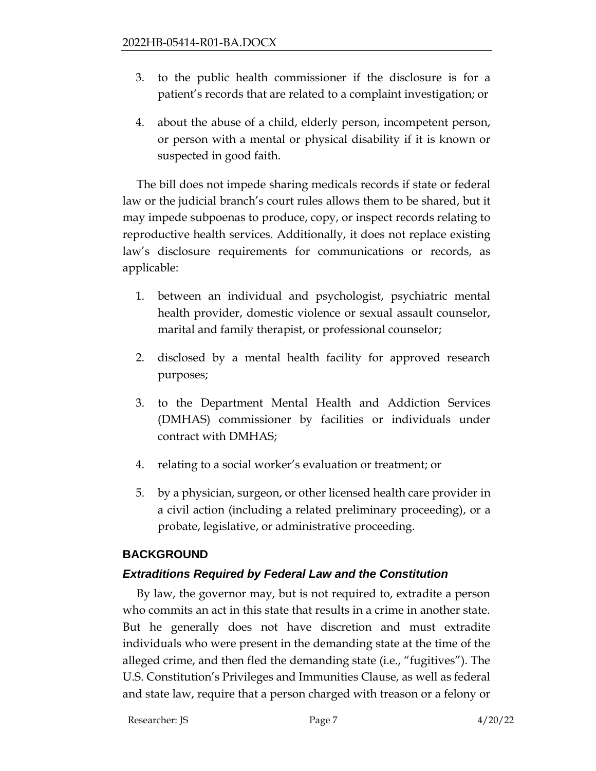3. to the public health commissioner if the disclosure is for a patient's records that are related to a complaint investigation; or

4. about the abuse of a child, elderly person, incompetent person, or person with a mental or physical disability if it is known or suspected in good faith.

The bill does not impede sharing medicals records if state or federal law or the judicial branch's court rules allows them to be shared, but it may impede subpoenas to produce, copy, or inspect records relating to reproductive health services. Additionally, it does not replace existing law's disclosure requirements for communications or records, as applicable:

1. between an individual and psychologist, psychiatric mental health provider, domestic violence or sexual assault counselor, marital and family therapist, or professional counselor;

2. disclosed by a mental health facility for approved research purposes;

3. to the Department Mental Health and Addiction Services (DMHAS) commissioner by facilities or individuals under contract with DMHAS;

4. relating to a social worker's evaluation or treatment; or

5. by a physician, surgeon, or other licensed health care provider in a civil action (including a related preliminary proceeding), or a probate, legislative, or administrative proceeding.

## BACKGROUND

### *Extraditions Required by Federal Law and the Constitution*

By law, the governor may, but is not required to, extradite a person who commits an act in this state that results in a crime in another state. But he generally does not have discretion and must extradite individuals who were present in the demanding state at the time of the alleged crime, and then fled the demanding state (i.e., "fugitives"). The U.S. Constitution's Privileges and Immunities Clause, as well as federal and state law, require that a person charged with treason or a felony or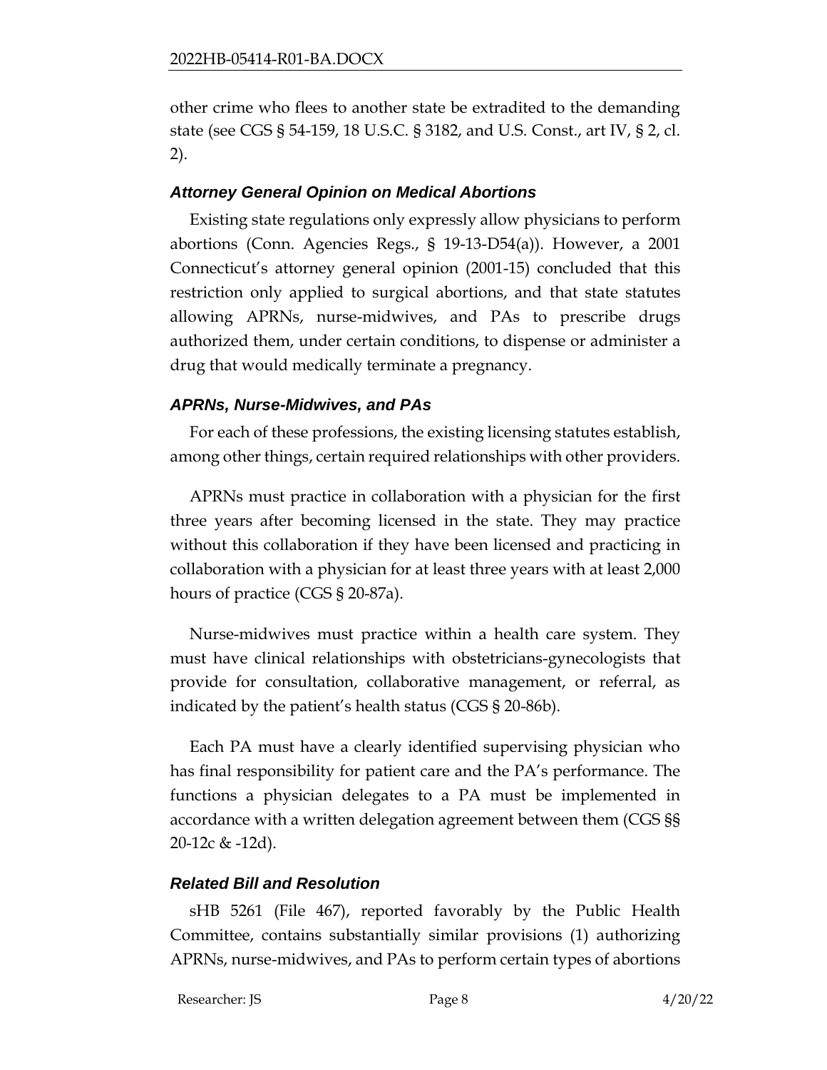other crime who flees to another state be extradited to the demanding state (see CGS § 54-159, 18 U.S.C. § 3182, and U.S. Const., art IV, § 2, cl. 2).

### *Attorney General Opinion on Medical Abortions*

Existing state regulations only expressly allow physicians to perform abortions (Conn. Agencies Regs., § 19-13-D54(a)). However, a 2001 Connecticut's attorney general opinion (2001-15) concluded that this restriction only applied to surgical abortions, and that state statutes allowing APRNs, nurse-midwives, and PAs to prescribe drugs authorized them, under certain conditions, to dispense or administer a drug that would medically terminate a pregnancy.

### *APRNs, Nurse-Midwives, and PAs*

For each of these professions, the existing licensing statutes establish, among other things, certain required relationships with other providers.

APRNs must practice in collaboration with a physician for the first three years after becoming licensed in the state. They may practice without this collaboration if they have been licensed and practicing in collaboration with a physician for at least three years with at least 2,000 hours of practice (CGS § 20-87a).

Nurse-midwives must practice within a health care system. They must have clinical relationships with obstetricians-gynecologists that provide for consultation, collaborative management, or referral, as indicated by the patient's health status (CGS § 20-86b).

Each PA must have a clearly identified supervising physician who has final responsibility for patient care and the PA's performance. The functions a physician delegates to a PA must be implemented in accordance with a written delegation agreement between them (CGS §§ 20-12c & -12d).

### *Related Bill and Resolution*

sHB 5261 (File 467), reported favorably by the Public Health Committee, contains substantially similar provisions (1) authorizing APRNs, nurse-midwives, and PAs to perform certain types of abortions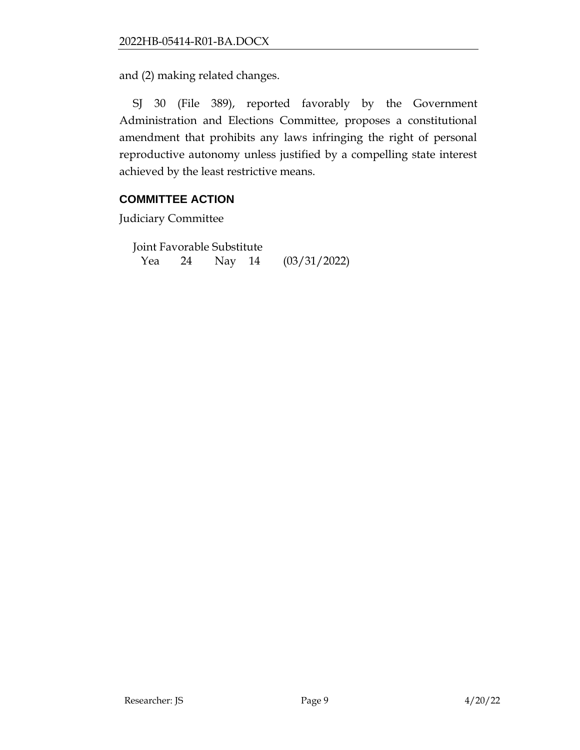and (2) making related changes.

SJ 30 (File 389), reported favorably by the Government Administration and Elections Committee, proposes a constitutional amendment that prohibits any laws infringing the right of personal reproductive autonomy unless justified by a compelling state interest achieved by the least restrictive means.

## COMMITTEE ACTION

Judiciary Committee

Joint Favorable Substitute

| | | | | |
|---|---|---|---|---|
| Yea | 24 | Nay | 14 | (03/31/2022) |